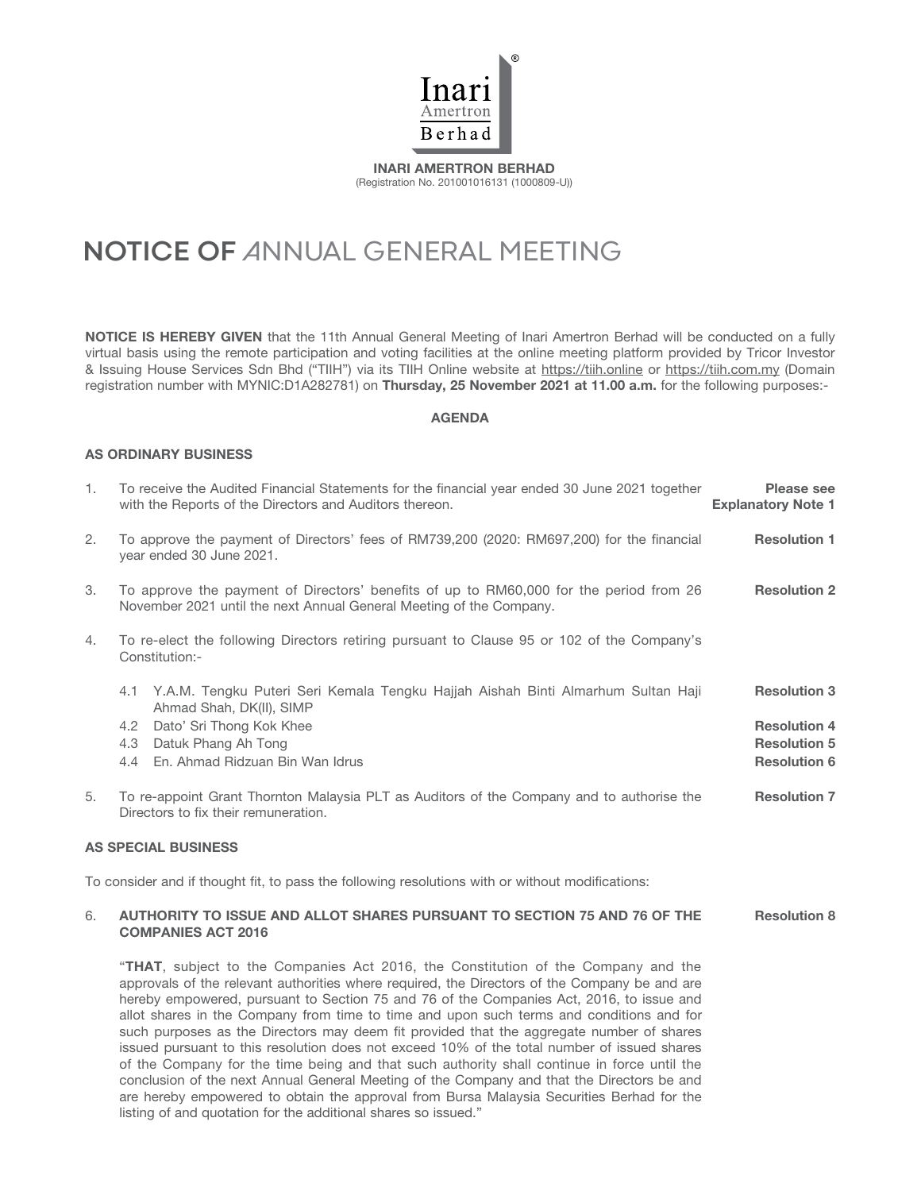**INARI AMERTRON BERHAD**
(Registration No. 201001016131 (1000809-U))

# NOTICE OF ANNUAL GENERAL MEETING

**NOTICE IS HEREBY GIVEN** that the 11th Annual General Meeting of Inari Amertron Berhad will be conducted on a fully virtual basis using the remote participation and voting facilities at the online meeting platform provided by Tricor Investor & Issuing House Services Sdn Bhd ("TIIH") via its TIIH Online website at https://tiih.online or https://tiih.com.my (Domain registration number with MYNIC:D1A282781) on **Thursday, 25 November 2021 at 11.00 a.m.** for the following purposes:-

**AGENDA**

**AS ORDINARY BUSINESS**

1. To receive the Audited Financial Statements for the financial year ended 30 June 2021 together with the Reports of the Directors and Auditors thereon. — **Please see Explanatory Note 1**

2. To approve the payment of Directors' fees of RM739,200 (2020: RM697,200) for the financial year ended 30 June 2021. — **Resolution 1**

3. To approve the payment of Directors' benefits of up to RM60,000 for the period from 26 November 2021 until the next Annual General Meeting of the Company. — **Resolution 2**

4. To re-elect the following Directors retiring pursuant to Clause 95 or 102 of the Company's Constitution:-

   4.1 Y.A.M. Tengku Puteri Seri Kemala Tengku Hajjah Aishah Binti Almarhum Sultan Haji Ahmad Shah, DK(II), SIMP — **Resolution 3**
   
   4.2 Dato' Sri Thong Kok Khee — **Resolution 4**
   
   4.3 Datuk Phang Ah Tong — **Resolution 5**
   
   4.4 En. Ahmad Ridzuan Bin Wan Idrus — **Resolution 6**

5. To re-appoint Grant Thornton Malaysia PLT as Auditors of the Company and to authorise the Directors to fix their remuneration. — **Resolution 7**

**AS SPECIAL BUSINESS**

To consider and if thought fit, to pass the following resolutions with or without modifications:

6. **AUTHORITY TO ISSUE AND ALLOT SHARES PURSUANT TO SECTION 75 AND 76 OF THE COMPANIES ACT 2016** — **Resolution 8**

   "**THAT**, subject to the Companies Act 2016, the Constitution of the Company and the approvals of the relevant authorities where required, the Directors of the Company be and are hereby empowered, pursuant to Section 75 and 76 of the Companies Act, 2016, to issue and allot shares in the Company from time to time and upon such terms and conditions and for such purposes as the Directors may deem fit provided that the aggregate number of shares issued pursuant to this resolution does not exceed 10% of the total number of issued shares of the Company for the time being and that such authority shall continue in force until the conclusion of the next Annual General Meeting of the Company and that the Directors be and are hereby empowered to obtain the approval from Bursa Malaysia Securities Berhad for the listing of and quotation for the additional shares so issued."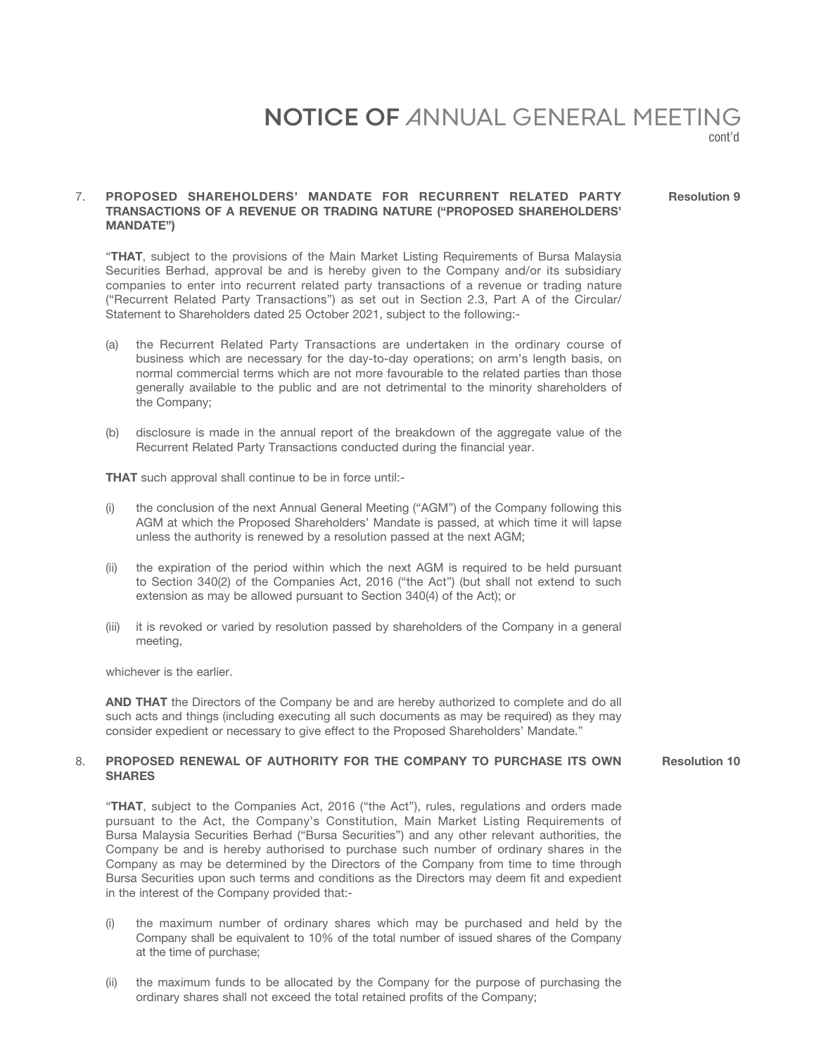7. **PROPOSED SHAREHOLDERS' MANDATE FOR RECURRENT RELATED PARTY TRANSACTIONS OF A REVENUE OR TRADING NATURE ("PROPOSED SHAREHOLDERS' MANDATE")** **Resolution 9**

"**THAT**, subject to the provisions of the Main Market Listing Requirements of Bursa Malaysia Securities Berhad, approval be and is hereby given to the Company and/or its subsidiary companies to enter into recurrent related party transactions of a revenue or trading nature ("Recurrent Related Party Transactions") as set out in Section 2.3, Part A of the Circular/ Statement to Shareholders dated 25 October 2021, subject to the following:-

(a) the Recurrent Related Party Transactions are undertaken in the ordinary course of business which are necessary for the day-to-day operations; on arm's length basis, on normal commercial terms which are not more favourable to the related parties than those generally available to the public and are not detrimental to the minority shareholders of the Company;

(b) disclosure is made in the annual report of the breakdown of the aggregate value of the Recurrent Related Party Transactions conducted during the financial year.

**THAT** such approval shall continue to be in force until:-

(i) the conclusion of the next Annual General Meeting ("AGM") of the Company following this AGM at which the Proposed Shareholders' Mandate is passed, at which time it will lapse unless the authority is renewed by a resolution passed at the next AGM;

(ii) the expiration of the period within which the next AGM is required to be held pursuant to Section 340(2) of the Companies Act, 2016 ("the Act") (but shall not extend to such extension as may be allowed pursuant to Section 340(4) of the Act); or

(iii) it is revoked or varied by resolution passed by shareholders of the Company in a general meeting,

whichever is the earlier.

**AND THAT** the Directors of the Company be and are hereby authorized to complete and do all such acts and things (including executing all such documents as may be required) as they may consider expedient or necessary to give effect to the Proposed Shareholders' Mandate."

8. **PROPOSED RENEWAL OF AUTHORITY FOR THE COMPANY TO PURCHASE ITS OWN SHARES** **Resolution 10**

"**THAT**, subject to the Companies Act, 2016 ("the Act"), rules, regulations and orders made pursuant to the Act, the Company's Constitution, Main Market Listing Requirements of Bursa Malaysia Securities Berhad ("Bursa Securities") and any other relevant authorities, the Company be and is hereby authorised to purchase such number of ordinary shares in the Company as may be determined by the Directors of the Company from time to time through Bursa Securities upon such terms and conditions as the Directors may deem fit and expedient in the interest of the Company provided that:-

(i) the maximum number of ordinary shares which may be purchased and held by the Company shall be equivalent to 10% of the total number of issued shares of the Company at the time of purchase;

(ii) the maximum funds to be allocated by the Company for the purpose of purchasing the ordinary shares shall not exceed the total retained profits of the Company;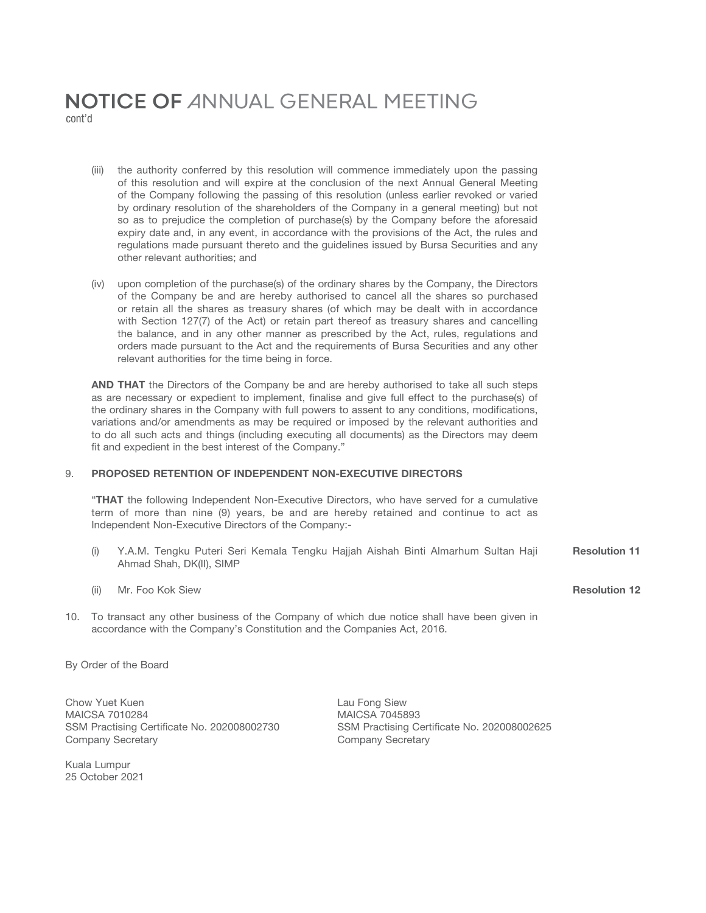(iii) the authority conferred by this resolution will commence immediately upon the passing of this resolution and will expire at the conclusion of the next Annual General Meeting of the Company following the passing of this resolution (unless earlier revoked or varied by ordinary resolution of the shareholders of the Company in a general meeting) but not so as to prejudice the completion of purchase(s) by the Company before the aforesaid expiry date and, in any event, in accordance with the provisions of the Act, the rules and regulations made pursuant thereto and the guidelines issued by Bursa Securities and any other relevant authorities; and

(iv) upon completion of the purchase(s) of the ordinary shares by the Company, the Directors of the Company be and are hereby authorised to cancel all the shares so purchased or retain all the shares as treasury shares (of which may be dealt with in accordance with Section 127(7) of the Act) or retain part thereof as treasury shares and cancelling the balance, and in any other manner as prescribed by the Act, rules, regulations and orders made pursuant to the Act and the requirements of Bursa Securities and any other relevant authorities for the time being in force.

**AND THAT** the Directors of the Company be and are hereby authorised to take all such steps as are necessary or expedient to implement, finalise and give full effect to the purchase(s) of the ordinary shares in the Company with full powers to assent to any conditions, modifications, variations and/or amendments as may be required or imposed by the relevant authorities and to do all such acts and things (including executing all documents) as the Directors may deem fit and expedient in the best interest of the Company."

9. **PROPOSED RETENTION OF INDEPENDENT NON-EXECUTIVE DIRECTORS**

"**THAT** the following Independent Non-Executive Directors, who have served for a cumulative term of more than nine (9) years, be and are hereby retained and continue to act as Independent Non-Executive Directors of the Company:-

(i) Y.A.M. Tengku Puteri Seri Kemala Tengku Hajjah Aishah Binti Almarhum Sultan Haji Ahmad Shah, DK(II), SIMP **Resolution 11**

(ii) Mr. Foo Kok Siew **Resolution 12**

10. To transact any other business of the Company of which due notice shall have been given in accordance with the Company's Constitution and the Companies Act, 2016.

By Order of the Board

Chow Yuet Kuen
MAICSA 7010284
SSM Practising Certificate No. 202008002730
Company Secretary

Lau Fong Siew
MAICSA 7045893
SSM Practising Certificate No. 202008002625
Company Secretary

Kuala Lumpur
25 October 2021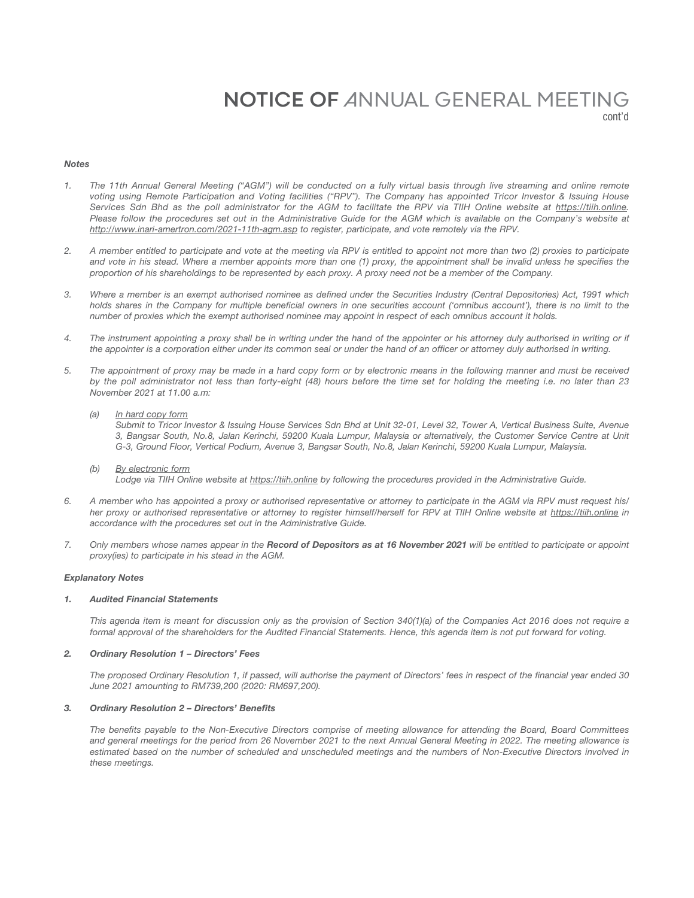# NOTICE OF ANNUAL GENERAL MEETING

cont'd

***Notes***

1. *The 11th Annual General Meeting ("AGM") will be conducted on a fully virtual basis through live streaming and online remote voting using Remote Participation and Voting facilities ("RPV"). The Company has appointed Tricor Investor & Issuing House Services Sdn Bhd as the poll administrator for the AGM to facilitate the RPV via TIIH Online website at https://tiih.online. Please follow the procedures set out in the Administrative Guide for the AGM which is available on the Company's website at http://www.inari-amertron.com/2021-11th-agm.asp to register, participate, and vote remotely via the RPV.*

2. *A member entitled to participate and vote at the meeting via RPV is entitled to appoint not more than two (2) proxies to participate and vote in his stead. Where a member appoints more than one (1) proxy, the appointment shall be invalid unless he specifies the proportion of his shareholdings to be represented by each proxy. A proxy need not be a member of the Company.*

3. *Where a member is an exempt authorised nominee as defined under the Securities Industry (Central Depositories) Act, 1991 which holds shares in the Company for multiple beneficial owners in one securities account ('omnibus account'), there is no limit to the number of proxies which the exempt authorised nominee may appoint in respect of each omnibus account it holds.*

4. *The instrument appointing a proxy shall be in writing under the hand of the appointer or his attorney duly authorised in writing or if the appointer is a corporation either under its common seal or under the hand of an officer or attorney duly authorised in writing.*

5. *The appointment of proxy may be made in a hard copy form or by electronic means in the following manner and must be received by the poll administrator not less than forty-eight (48) hours before the time set for holding the meeting i.e. no later than 23 November 2021 at 11.00 a.m:*

   *(a) In hard copy form*
   *Submit to Tricor Investor & Issuing House Services Sdn Bhd at Unit 32-01, Level 32, Tower A, Vertical Business Suite, Avenue 3, Bangsar South, No.8, Jalan Kerinchi, 59200 Kuala Lumpur, Malaysia or alternatively, the Customer Service Centre at Unit G-3, Ground Floor, Vertical Podium, Avenue 3, Bangsar South, No.8, Jalan Kerinchi, 59200 Kuala Lumpur, Malaysia.*

   *(b) By electronic form*
   *Lodge via TIIH Online website at https://tiih.online by following the procedures provided in the Administrative Guide.*

6. *A member who has appointed a proxy or authorised representative or attorney to participate in the AGM via RPV must request his/her proxy or authorised representative or attorney to register himself/herself for RPV at TIIH Online website at https://tiih.online in accordance with the procedures set out in the Administrative Guide.*

7. *Only members whose names appear in the* ***Record of Depositors as at 16 November 2021*** *will be entitled to participate or appoint proxy(ies) to participate in his stead in the AGM.*

***Explanatory Notes***

***1. Audited Financial Statements***

*This agenda item is meant for discussion only as the provision of Section 340(1)(a) of the Companies Act 2016 does not require a formal approval of the shareholders for the Audited Financial Statements. Hence, this agenda item is not put forward for voting.*

***2. Ordinary Resolution 1 – Directors' Fees***

*The proposed Ordinary Resolution 1, if passed, will authorise the payment of Directors' fees in respect of the financial year ended 30 June 2021 amounting to RM739,200 (2020: RM697,200).*

***3. Ordinary Resolution 2 – Directors' Benefits***

*The benefits payable to the Non-Executive Directors comprise of meeting allowance for attending the Board, Board Committees and general meetings for the period from 26 November 2021 to the next Annual General Meeting in 2022. The meeting allowance is estimated based on the number of scheduled and unscheduled meetings and the numbers of Non-Executive Directors involved in these meetings.*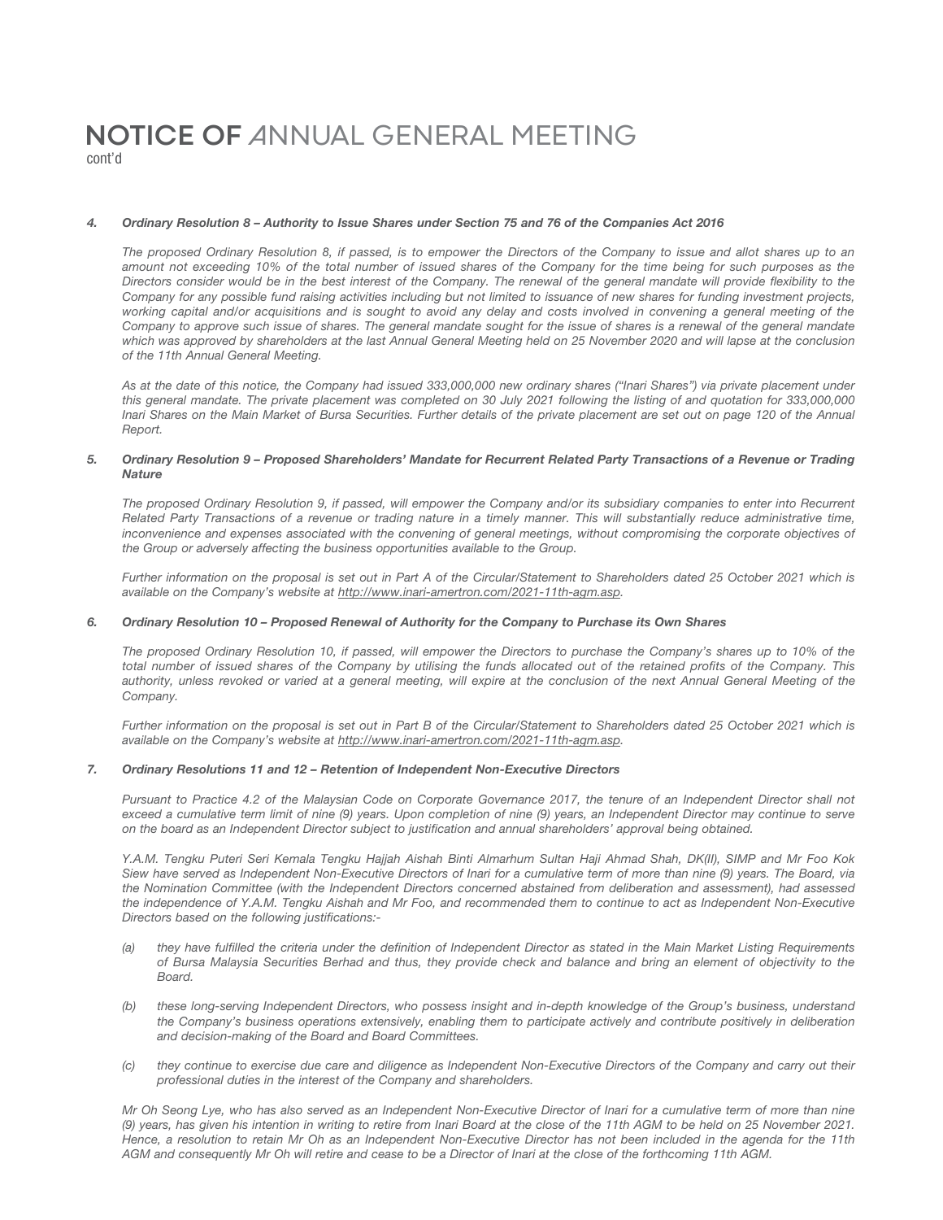# NOTICE OF ANNUAL GENERAL MEETING

cont'd

*4. **Ordinary Resolution 8 – Authority to Issue Shares under Section 75 and 76 of the Companies Act 2016***

*The proposed Ordinary Resolution 8, if passed, is to empower the Directors of the Company to issue and allot shares up to an amount not exceeding 10% of the total number of issued shares of the Company for the time being for such purposes as the Directors consider would be in the best interest of the Company. The renewal of the general mandate will provide flexibility to the Company for any possible fund raising activities including but not limited to issuance of new shares for funding investment projects, working capital and/or acquisitions and is sought to avoid any delay and costs involved in convening a general meeting of the Company to approve such issue of shares. The general mandate sought for the issue of shares is a renewal of the general mandate which was approved by shareholders at the last Annual General Meeting held on 25 November 2020 and will lapse at the conclusion of the 11th Annual General Meeting.*

*As at the date of this notice, the Company had issued 333,000,000 new ordinary shares ("Inari Shares") via private placement under this general mandate. The private placement was completed on 30 July 2021 following the listing of and quotation for 333,000,000 Inari Shares on the Main Market of Bursa Securities. Further details of the private placement are set out on page 120 of the Annual Report.*

*5. **Ordinary Resolution 9 – Proposed Shareholders' Mandate for Recurrent Related Party Transactions of a Revenue or Trading Nature***

*The proposed Ordinary Resolution 9, if passed, will empower the Company and/or its subsidiary companies to enter into Recurrent Related Party Transactions of a revenue or trading nature in a timely manner. This will substantially reduce administrative time, inconvenience and expenses associated with the convening of general meetings, without compromising the corporate objectives of the Group or adversely affecting the business opportunities available to the Group.*

*Further information on the proposal is set out in Part A of the Circular/Statement to Shareholders dated 25 October 2021 which is available on the Company's website at http://www.inari-amertron.com/2021-11th-agm.asp.*

*6. **Ordinary Resolution 10 – Proposed Renewal of Authority for the Company to Purchase its Own Shares***

*The proposed Ordinary Resolution 10, if passed, will empower the Directors to purchase the Company's shares up to 10% of the total number of issued shares of the Company by utilising the funds allocated out of the retained profits of the Company. This authority, unless revoked or varied at a general meeting, will expire at the conclusion of the next Annual General Meeting of the Company.*

*Further information on the proposal is set out in Part B of the Circular/Statement to Shareholders dated 25 October 2021 which is available on the Company's website at http://www.inari-amertron.com/2021-11th-agm.asp.*

*7. **Ordinary Resolutions 11 and 12 – Retention of Independent Non-Executive Directors***

*Pursuant to Practice 4.2 of the Malaysian Code on Corporate Governance 2017, the tenure of an Independent Director shall not exceed a cumulative term limit of nine (9) years. Upon completion of nine (9) years, an Independent Director may continue to serve on the board as an Independent Director subject to justification and annual shareholders' approval being obtained.*

*Y.A.M. Tengku Puteri Seri Kemala Tengku Hajjah Aishah Binti Almarhum Sultan Haji Ahmad Shah, DK(II), SIMP and Mr Foo Kok Siew have served as Independent Non-Executive Directors of Inari for a cumulative term of more than nine (9) years. The Board, via the Nomination Committee (with the Independent Directors concerned abstained from deliberation and assessment), had assessed the independence of Y.A.M. Tengku Aishah and Mr Foo, and recommended them to continue to act as Independent Non-Executive Directors based on the following justifications:-*

*(a) they have fulfilled the criteria under the definition of Independent Director as stated in the Main Market Listing Requirements of Bursa Malaysia Securities Berhad and thus, they provide check and balance and bring an element of objectivity to the Board.*

*(b) these long-serving Independent Directors, who possess insight and in-depth knowledge of the Group's business, understand the Company's business operations extensively, enabling them to participate actively and contribute positively in deliberation and decision-making of the Board and Board Committees.*

*(c) they continue to exercise due care and diligence as Independent Non-Executive Directors of the Company and carry out their professional duties in the interest of the Company and shareholders.*

*Mr Oh Seong Lye, who has also served as an Independent Non-Executive Director of Inari for a cumulative term of more than nine (9) years, has given his intention in writing to retire from Inari Board at the close of the 11th AGM to be held on 25 November 2021. Hence, a resolution to retain Mr Oh as an Independent Non-Executive Director has not been included in the agenda for the 11th AGM and consequently Mr Oh will retire and cease to be a Director of Inari at the close of the forthcoming 11th AGM.*